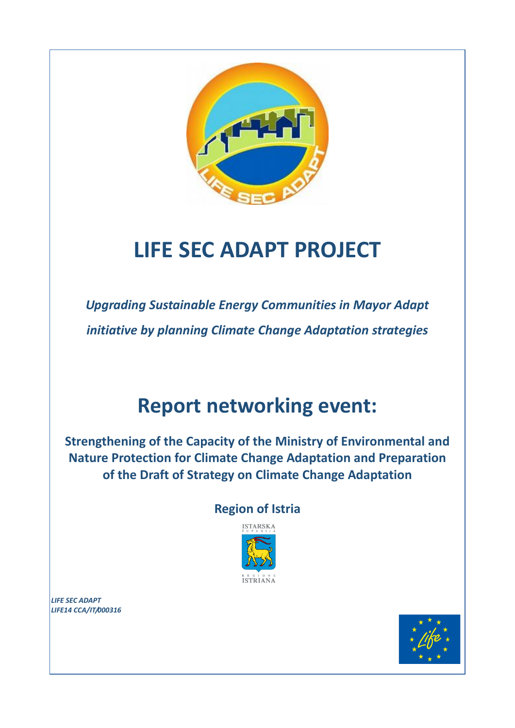# LIFE SEC ADAPT PROJECT

*Upgrading Sustainable Energy Communities in Mayor Adapt initiative by planning Climate Change Adaptation strategies*

# Report networking event:

**Strengthening of the Capacity of the Ministry of Environmental and Nature Protection for Climate Change Adaptation and Preparation of the Draft of Strategy on Climate Change Adaptation**

**Region of Istria**

ISTARSKA ŽUPANIJA

REGIONE ISTRIANA

*LIFE SEC ADAPT*
*LIFE14 CCA/IT/000316*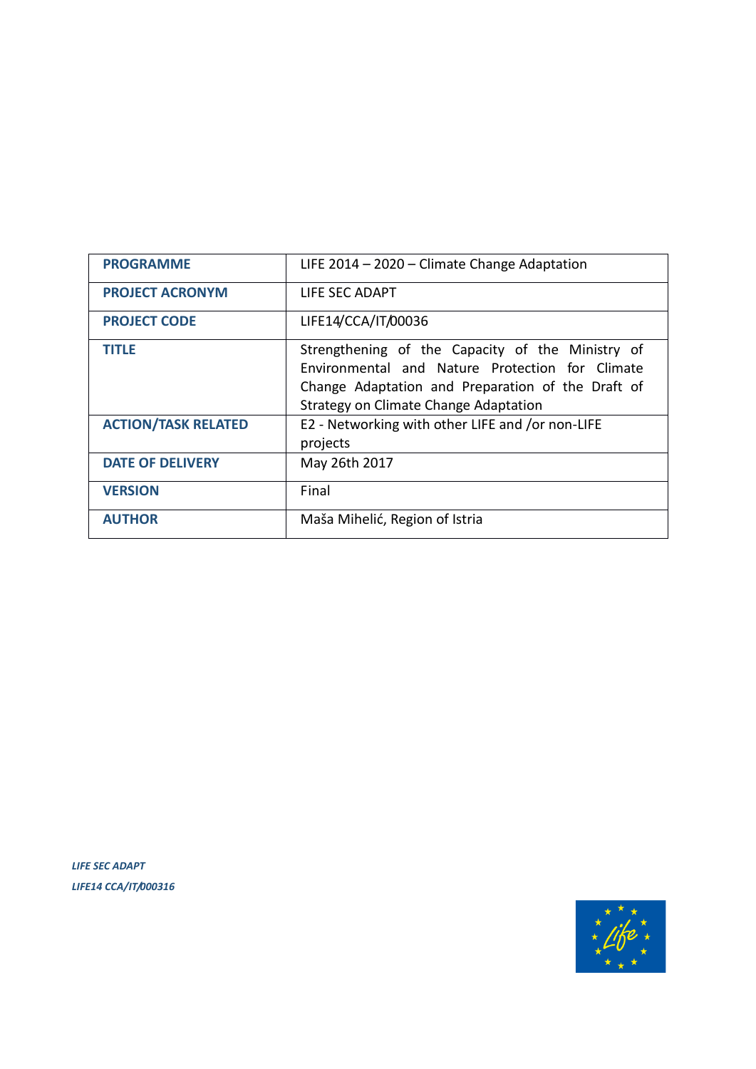| PROGRAMME | LIFE 2014 – 2020 – Climate Change Adaptation |
|---|---|
| PROJECT ACRONYM | LIFE SEC ADAPT |
| PROJECT CODE | LIFE14/CCA/IT/00036 |
| TITLE | Strengthening of the Capacity of the Ministry of Environmental and Nature Protection for Climate Change Adaptation and Preparation of the Draft of Strategy on Climate Change Adaptation |
| ACTION/TASK RELATED | E2 - Networking with other LIFE and /or non-LIFE projects |
| DATE OF DELIVERY | May 26th 2017 |
| VERSION | Final |
| AUTHOR | Maša Mihelić, Region of Istria |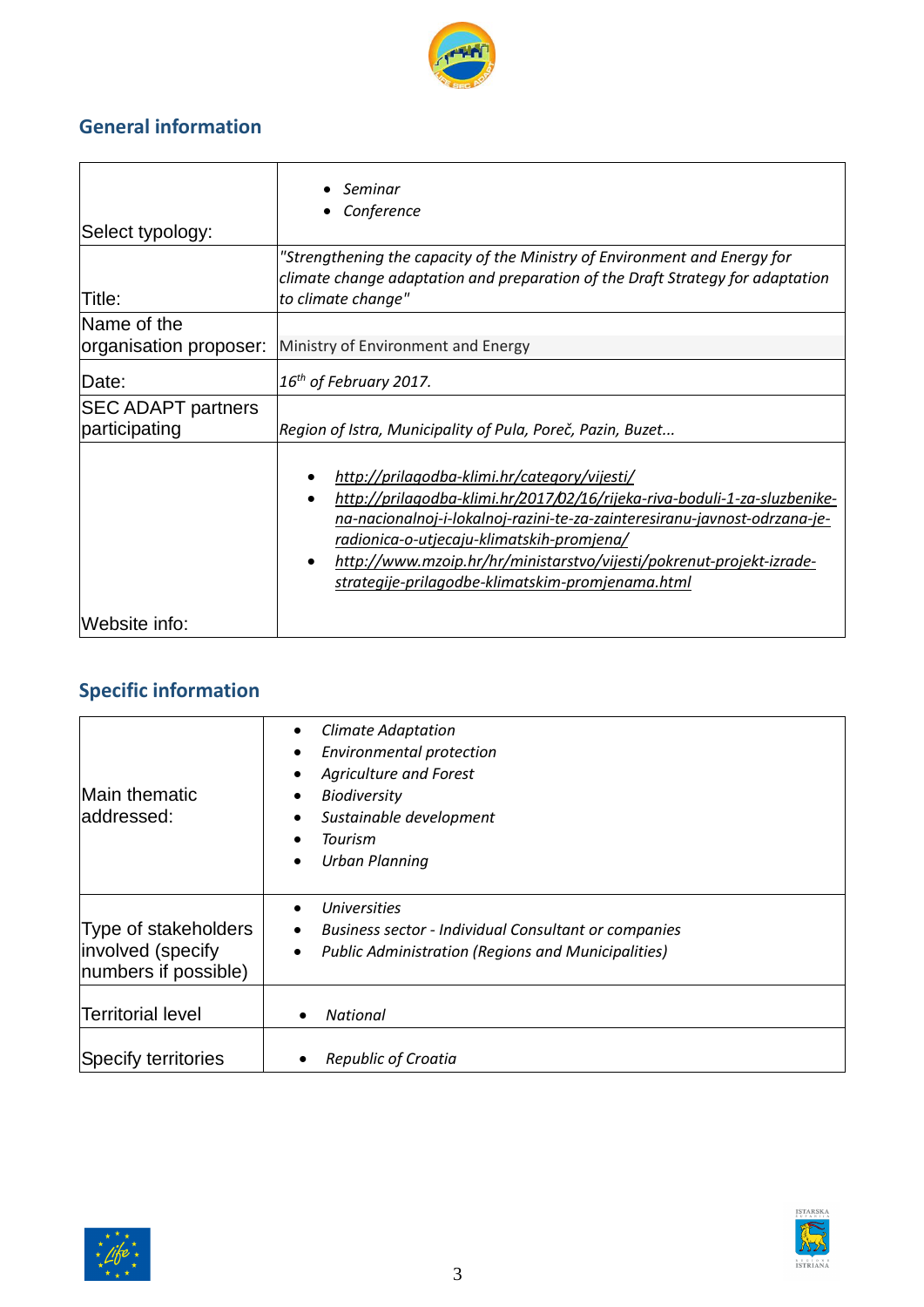## General information

| | |
|---|---|
| Select typology: | • *Seminar*<br>• *Conference* |
| Title: | *"Strengthening the capacity of the Ministry of Environment and Energy for climate change adaptation and preparation of the Draft Strategy for adaptation to climate change"* |
| Name of the organisation proposer: | Ministry of Environment and Energy |
| Date: | *16th of February 2017.* |
| SEC ADAPT partners participating | *Region of Istra, Municipality of Pula, Poreč, Pazin, Buzet...* |
| Website info: | • *http://prilagodba-klimi.hr/category/vijesti/*<br>• *http://prilagodba-klimi.hr/2017/02/16/rijeka-riva-boduli-1-za-sluzbenike-na-nacionalnoj-i-lokalnoj-razini-te-za-zainteresiranu-javnost-odrzana-je-radionica-o-utjecaju-klimatskih-promjena/*<br>• *http://www.mzoip.hr/hr/ministarstvo/vijesti/pokrenut-projekt-izrade-strategije-prilagodbe-klimatskim-promjenama.html* |

## Specific information

| | |
|---|---|
| Main thematic addressed: | • *Climate Adaptation*<br>• *Environmental protection*<br>• *Agriculture and Forest*<br>• *Biodiversity*<br>• *Sustainable development*<br>• *Tourism*<br>• *Urban Planning* |
| Type of stakeholders involved (specify numbers if possible) | • *Universities*<br>• *Business sector - Individual Consultant or companies*<br>• *Public Administration (Regions and Municipalities)* |
| Territorial level | • *National* |
| Specify territories | • *Republic of Croatia* |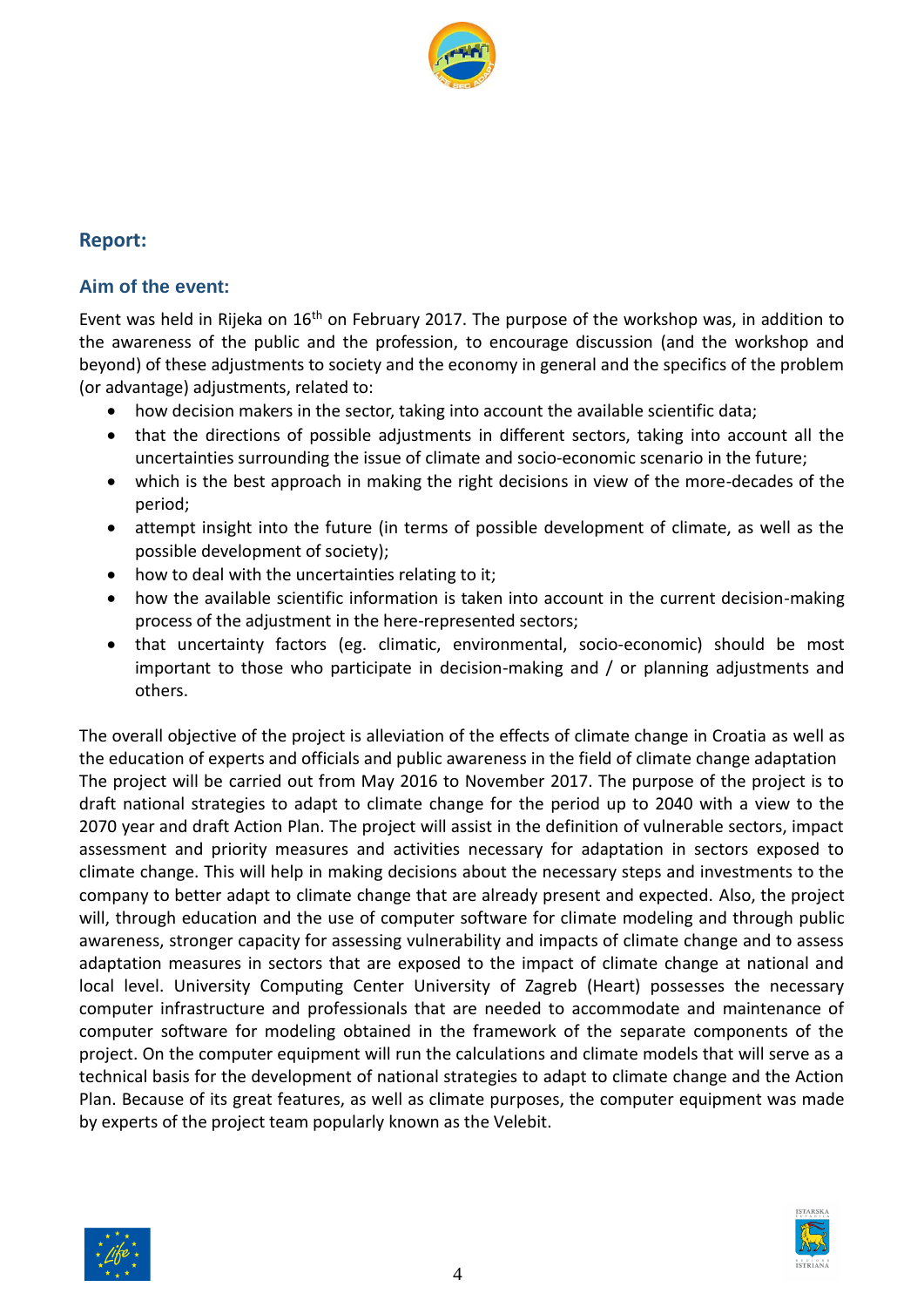## Report:

### Aim of the event:

Event was held in Rijeka on 16th on February 2017. The purpose of the workshop was, in addition to the awareness of the public and the profession, to encourage discussion (and the workshop and beyond) of these adjustments to society and the economy in general and the specifics of the problem (or advantage) adjustments, related to:

- how decision makers in the sector, taking into account the available scientific data;
- that the directions of possible adjustments in different sectors, taking into account all the uncertainties surrounding the issue of climate and socio-economic scenario in the future;
- which is the best approach in making the right decisions in view of the more-decades of the period;
- attempt insight into the future (in terms of possible development of climate, as well as the possible development of society);
- how to deal with the uncertainties relating to it;
- how the available scientific information is taken into account in the current decision-making process of the adjustment in the here-represented sectors;
- that uncertainty factors (eg. climatic, environmental, socio-economic) should be most important to those who participate in decision-making and / or planning adjustments and others.

The overall objective of the project is alleviation of the effects of climate change in Croatia as well as the education of experts and officials and public awareness in the field of climate change adaptation The project will be carried out from May 2016 to November 2017. The purpose of the project is to draft national strategies to adapt to climate change for the period up to 2040 with a view to the 2070 year and draft Action Plan. The project will assist in the definition of vulnerable sectors, impact assessment and priority measures and activities necessary for adaptation in sectors exposed to climate change. This will help in making decisions about the necessary steps and investments to the company to better adapt to climate change that are already present and expected. Also, the project will, through education and the use of computer software for climate modeling and through public awareness, stronger capacity for assessing vulnerability and impacts of climate change and to assess adaptation measures in sectors that are exposed to the impact of climate change at national and local level. University Computing Center University of Zagreb (Heart) possesses the necessary computer infrastructure and professionals that are needed to accommodate and maintenance of computer software for modeling obtained in the framework of the separate components of the project. On the computer equipment will run the calculations and climate models that will serve as a technical basis for the development of national strategies to adapt to climate change and the Action Plan. Because of its great features, as well as climate purposes, the computer equipment was made by experts of the project team popularly known as the Velebit.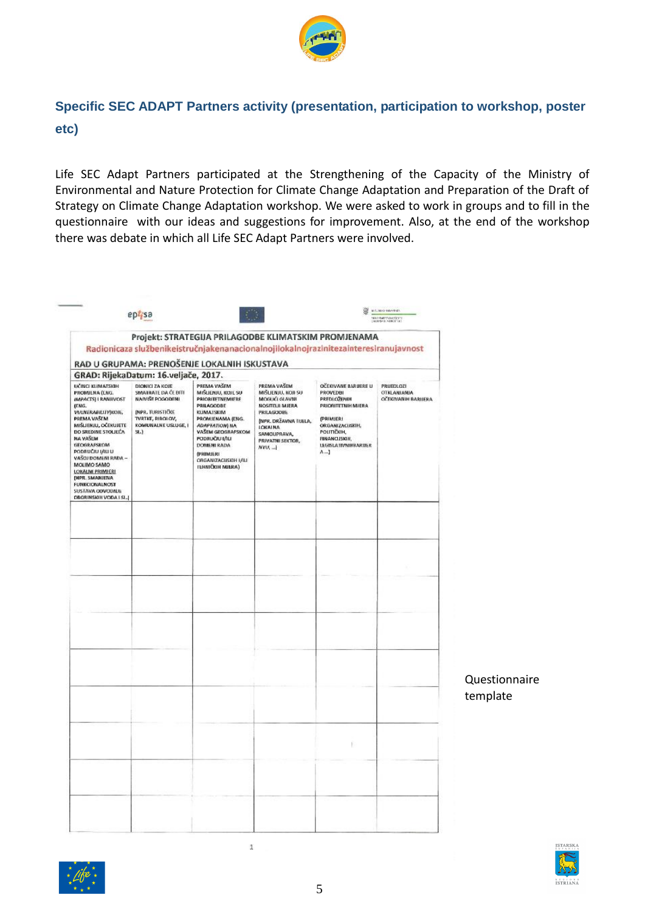## Specific SEC ADAPT Partners activity (presentation, participation to workshop, poster etc)

Life SEC Adapt Partners participated at the Strengthening of the Capacity of the Ministry of Environmental and Nature Protection for Climate Change Adaptation and Preparation of the Draft of Strategy on Climate Change Adaptation workshop. We were asked to work in groups and to fill in the questionnaire with our ideas and suggestions for improvement. Also, at the end of the workshop there was debate in which all Life SEC Adapt Partners were involved.

**Projekt: STRATEGIJA PRILAGODBE KLIMATSKIM PROMJENAMA**

Radionicaza službenikeistručnjakenanacionalnojilokalnojrazinitezainteresiranujavnost

**RAD U GRUPAMA: PRENOŠENJE LOKALNIH ISKUSTAVA**

**GRAD: RijekaDatum: 16.veljače, 2017.**

| UČINCI KLIMATSKIH PROMJENA (ENG. *IMPACTS*) I RANJIVOST (ENG. *VULNERABILITY*)KOJE, PREMA VAŠEM MIŠLJENJU, OČEKUJETE DO SREDINE STOLJEĆA NA VAŠEM GEOGRAFSKOM PODRUČJU I/ILI U VAŠOJ DOMENI RADA – MOLIMO SAMO LOKALNI PRIMJERI (NPR. SMANJENA FUNKCIONALNOST SUSTAVA ODVODNJE OBORINSKIH VODA I SL.) | DIONICI ZA KOJE SMATRATE DA ĆE BITI NAJVIŠE POGOĐENI (NPR. TURISTIČKE TVRTKE, RIBOLOV, KOMUNALNE USLUGE, I SL.) | PREMA VAŠEM MIŠLJENJU, KOJI SU PRIORITETNEMJERE PRILAGODBE KLIMATSKIM PROMJENAMA (ENG. *ADAPTATION*) NA VAŠEM GEOGRAFSKOM PODRUČJU I/ILI DOMENI RADA (PRIMJERI ORGANIZACIJSKIH I/ILI TEHNIČKIH MJERA) | PREMA VAŠEM MIŠLJENJU, KOJI SU MOGUĆI GLAVNI NOSITELJI MJERA PRILAGODBE (NPR. DRŽAVNA TIJELA, LOKALNA SAMOUPRAVA, PRIVATNI SEKTOR, *NVU*, ...) | OČEKIVANE BARIJERE U PROVEDBI PREDLOŽENIH PRIORITETNIH MJERA (PRIMJERI ORGANIZACIJSKIH, POLITIČKIH, FINANCIJSKIH, LEGISLATIVNIHBARIJERA ...) | PRIJEDLOZI OTKLANJANJA OČEKIVANIH BARIJERA |
|---|---|---|---|---|---|
| | | | | | |
| | | | | | |
| | | | | | |
| | | | | | |
| | | | | | |
| | | | | | |
| | | | | | |
| | | | | | |
| | | | | | |

Questionnaire template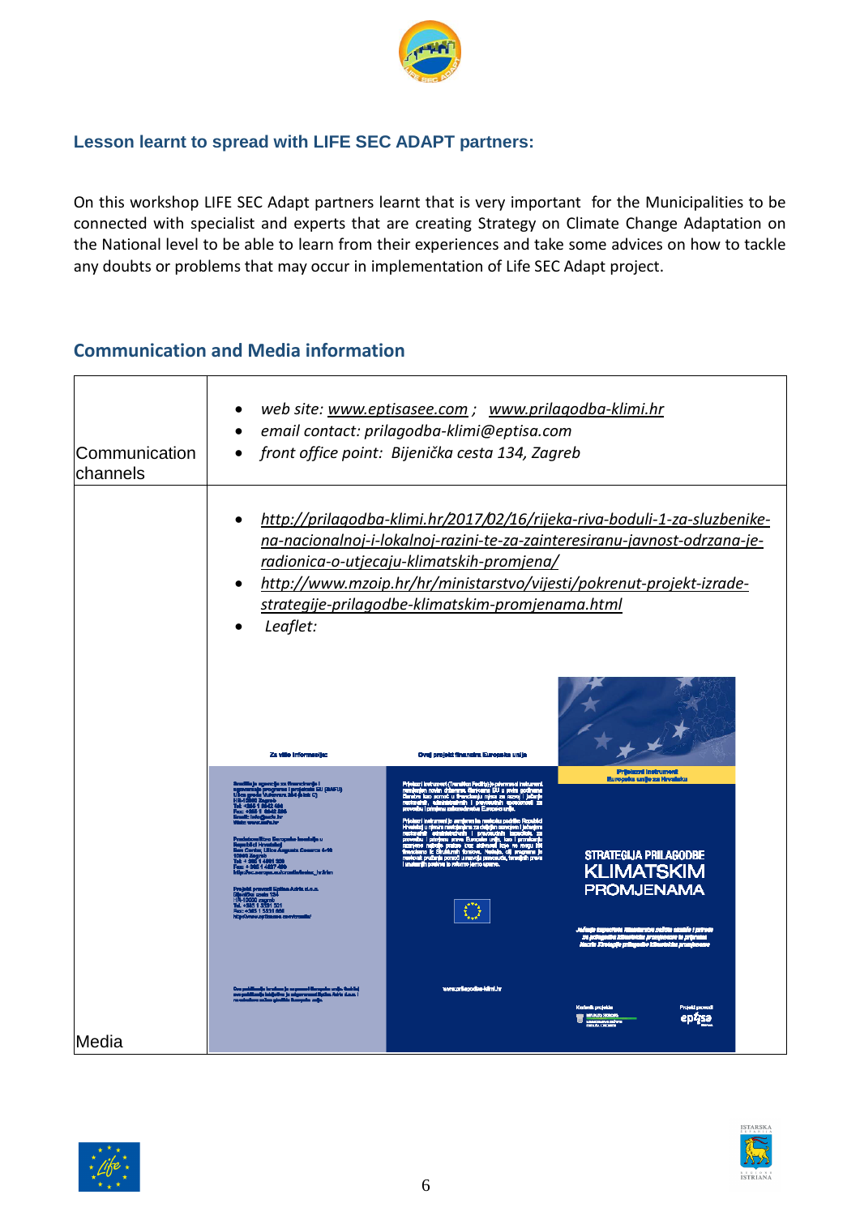## Lesson learnt to spread with LIFE SEC ADAPT partners:

On this workshop LIFE SEC Adapt partners learnt that is very important for the Municipalities to be connected with specialist and experts that are creating Strategy on Climate Change Adaptation on the National level to be able to learn from their experiences and take some advices on how to tackle any doubts or problems that may occur in implementation of Life SEC Adapt project.

## Communication and Media information

| | |
|---|---|
| Communication channels | • *web site: www.eptisasee.com ; www.prilagodba-klimi.hr*<br>• *email contact: prilagodba-klimi@eptisa.com*<br>• *front office point: Bijenička cesta 134, Zagreb* |
| Media | • *http://prilagodba-klimi.hr/2017/02/16/rijeka-riva-boduli-1-za-sluzbenike-na-nacionalnoj-i-lokalnoj-razini-te-za-zainteresiranu-javnost-odrzana-je-radionica-o-utjecaju-klimatskih-promjena/*<br>• *http://www.mzoip.hr/hr/ministarstvo/vijesti/pokrenut-projekt-izrade-strategije-prilagodbe-klimatskim-promjenama.html*<br>• *Leaflet:* |